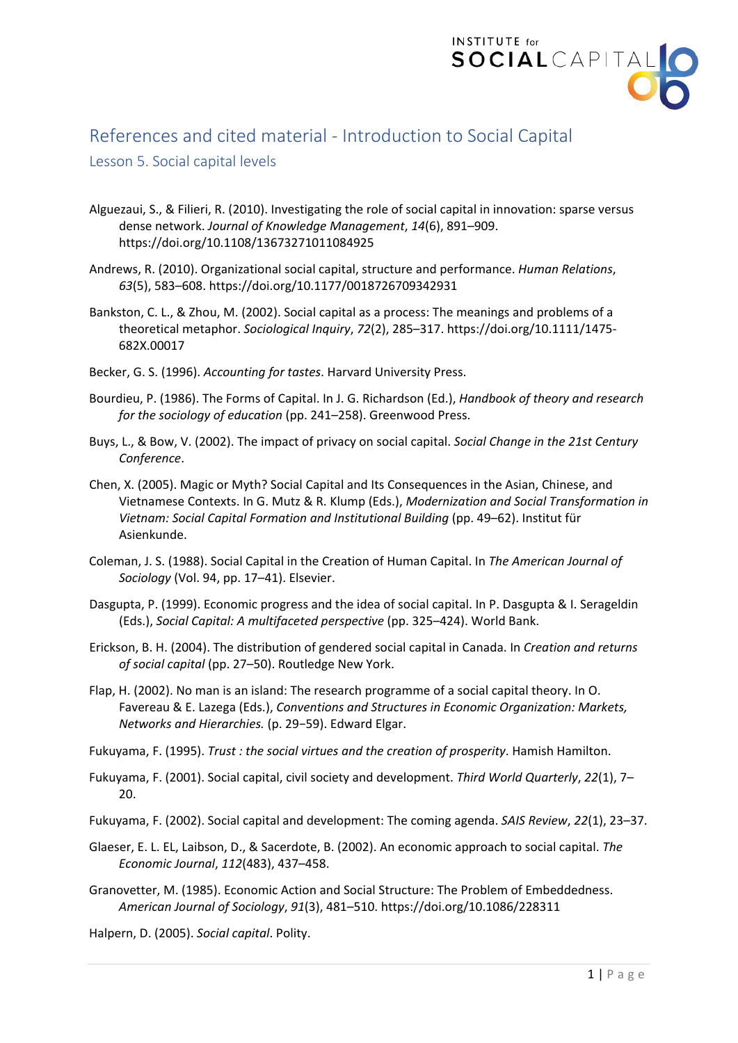# References and cited material - Introduction to Social Capital

## Lesson 5. Social capital levels

Alguezaui, S., & Filieri, R. (2010). Investigating the role of social capital in innovation: sparse versus dense network. *Journal of Knowledge Management*, *14*(6), 891–909. https://doi.org/10.1108/13673271011084925

Andrews, R. (2010). Organizational social capital, structure and performance. *Human Relations*, *63*(5), 583–608. https://doi.org/10.1177/0018726709342931

Bankston, C. L., & Zhou, M. (2002). Social capital as a process: The meanings and problems of a theoretical metaphor. *Sociological Inquiry*, *72*(2), 285–317. https://doi.org/10.1111/1475-682X.00017

Becker, G. S. (1996). *Accounting for tastes*. Harvard University Press.

Bourdieu, P. (1986). The Forms of Capital. In J. G. Richardson (Ed.), *Handbook of theory and research for the sociology of education* (pp. 241–258). Greenwood Press.

Buys, L., & Bow, V. (2002). The impact of privacy on social capital. *Social Change in the 21st Century Conference*.

Chen, X. (2005). Magic or Myth? Social Capital and Its Consequences in the Asian, Chinese, and Vietnamese Contexts. In G. Mutz & R. Klump (Eds.), *Modernization and Social Transformation in Vietnam: Social Capital Formation and Institutional Building* (pp. 49–62). Institut für Asienkunde.

Coleman, J. S. (1988). Social Capital in the Creation of Human Capital. In *The American Journal of Sociology* (Vol. 94, pp. 17–41). Elsevier.

Dasgupta, P. (1999). Economic progress and the idea of social capital. In P. Dasgupta & I. Serageldin (Eds.), *Social Capital: A multifaceted perspective* (pp. 325–424). World Bank.

Erickson, B. H. (2004). The distribution of gendered social capital in Canada. In *Creation and returns of social capital* (pp. 27–50). Routledge New York.

Flap, H. (2002). No man is an island: The research programme of a social capital theory. In O. Favereau & E. Lazega (Eds.), *Conventions and Structures in Economic Organization: Markets, Networks and Hierarchies.* (p. 29–59). Edward Elgar.

Fukuyama, F. (1995). *Trust : the social virtues and the creation of prosperity*. Hamish Hamilton.

Fukuyama, F. (2001). Social capital, civil society and development. *Third World Quarterly*, *22*(1), 7–20.

Fukuyama, F. (2002). Social capital and development: The coming agenda. *SAIS Review*, *22*(1), 23–37.

Glaeser, E. L. EL, Laibson, D., & Sacerdote, B. (2002). An economic approach to social capital. *The Economic Journal*, *112*(483), 437–458.

Granovetter, M. (1985). Economic Action and Social Structure: The Problem of Embeddedness. *American Journal of Sociology*, *91*(3), 481–510. https://doi.org/10.1086/228311

Halpern, D. (2005). *Social capital*. Polity.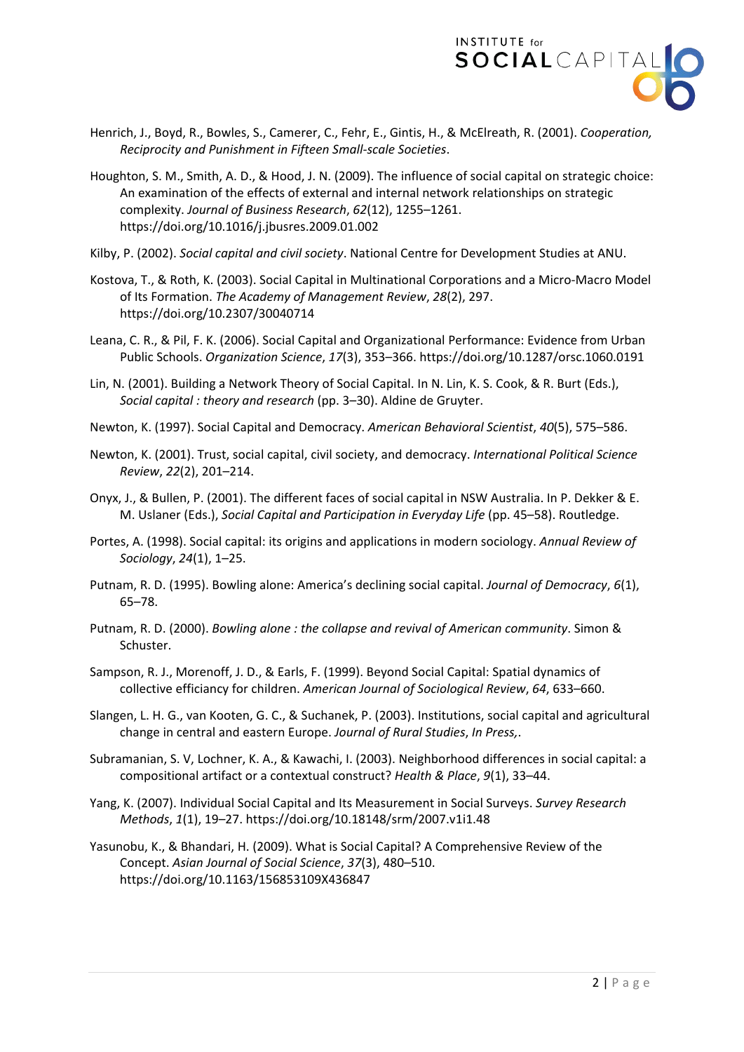Henrich, J., Boyd, R., Bowles, S., Camerer, C., Fehr, E., Gintis, H., & McElreath, R. (2001). *Cooperation, Reciprocity and Punishment in Fifteen Small-scale Societies*.

Houghton, S. M., Smith, A. D., & Hood, J. N. (2009). The influence of social capital on strategic choice: An examination of the effects of external and internal network relationships on strategic complexity. *Journal of Business Research*, *62*(12), 1255–1261. https://doi.org/10.1016/j.jbusres.2009.01.002

Kilby, P. (2002). *Social capital and civil society*. National Centre for Development Studies at ANU.

Kostova, T., & Roth, K. (2003). Social Capital in Multinational Corporations and a Micro-Macro Model of Its Formation. *The Academy of Management Review*, *28*(2), 297. https://doi.org/10.2307/30040714

Leana, C. R., & Pil, F. K. (2006). Social Capital and Organizational Performance: Evidence from Urban Public Schools. *Organization Science*, *17*(3), 353–366. https://doi.org/10.1287/orsc.1060.0191

Lin, N. (2001). Building a Network Theory of Social Capital. In N. Lin, K. S. Cook, & R. Burt (Eds.), *Social capital : theory and research* (pp. 3–30). Aldine de Gruyter.

Newton, K. (1997). Social Capital and Democracy. *American Behavioral Scientist*, *40*(5), 575–586.

Newton, K. (2001). Trust, social capital, civil society, and democracy. *International Political Science Review*, *22*(2), 201–214.

Onyx, J., & Bullen, P. (2001). The different faces of social capital in NSW Australia. In P. Dekker & E. M. Uslaner (Eds.), *Social Capital and Participation in Everyday Life* (pp. 45–58). Routledge.

Portes, A. (1998). Social capital: its origins and applications in modern sociology. *Annual Review of Sociology*, *24*(1), 1–25.

Putnam, R. D. (1995). Bowling alone: America's declining social capital. *Journal of Democracy*, *6*(1), 65–78.

Putnam, R. D. (2000). *Bowling alone : the collapse and revival of American community*. Simon & Schuster.

Sampson, R. J., Morenoff, J. D., & Earls, F. (1999). Beyond Social Capital: Spatial dynamics of collective efficiency for children. *American Journal of Sociological Review*, *64*, 633–660.

Slangen, L. H. G., van Kooten, G. C., & Suchanek, P. (2003). Institutions, social capital and agricultural change in central and eastern Europe. *Journal of Rural Studies*, *In Press,*.

Subramanian, S. V, Lochner, K. A., & Kawachi, I. (2003). Neighborhood differences in social capital: a compositional artifact or a contextual construct? *Health & Place*, *9*(1), 33–44.

Yang, K. (2007). Individual Social Capital and Its Measurement in Social Surveys. *Survey Research Methods*, *1*(1), 19–27. https://doi.org/10.18148/srm/2007.v1i1.48

Yasunobu, K., & Bhandari, H. (2009). What is Social Capital? A Comprehensive Review of the Concept. *Asian Journal of Social Science*, *37*(3), 480–510. https://doi.org/10.1163/156853109X436847